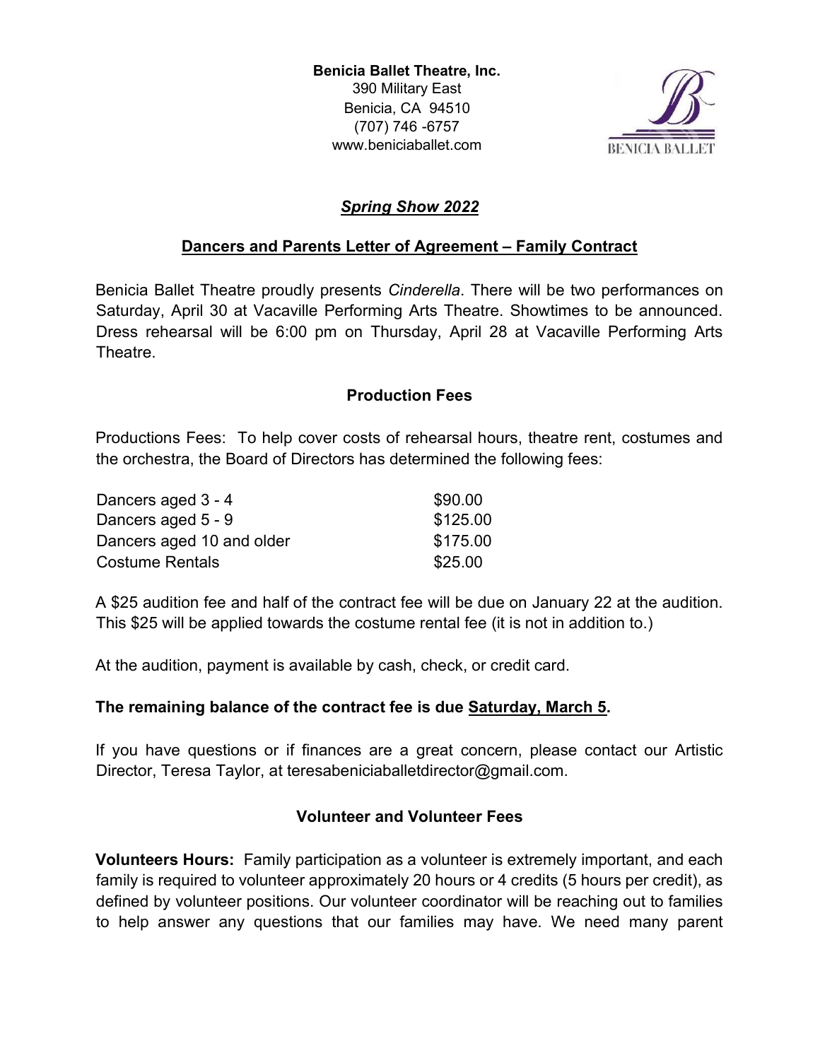**Benicia Ballet Theatre, Inc.**
390 Military East
Benicia, CA 94510
(707) 746 -6757
www.beniciaballet.com

## ***Spring Show 2022***

### Dancers and Parents Letter of Agreement – Family Contract

Benicia Ballet Theatre proudly presents *Cinderella*. There will be two performances on Saturday, April 30 at Vacaville Performing Arts Theatre. Showtimes to be announced. Dress rehearsal will be 6:00 pm on Thursday, April 28 at Vacaville Performing Arts Theatre.

### Production Fees

Productions Fees: To help cover costs of rehearsal hours, theatre rent, costumes and the orchestra, the Board of Directors has determined the following fees:

| | |
|---|---|
| Dancers aged 3 - 4 | $90.00 |
| Dancers aged 5 - 9 | $125.00 |
| Dancers aged 10 and older | $175.00 |
| Costume Rentals | $25.00 |

A $25 audition fee and half of the contract fee will be due on January 22 at the audition. This $25 will be applied towards the costume rental fee (it is not in addition to.)

At the audition, payment is available by cash, check, or credit card.

**The remaining balance of the contract fee is due Saturday, March 5.**

If you have questions or if finances are a great concern, please contact our Artistic Director, Teresa Taylor, at teresabeniciaballetdirector@gmail.com.

### Volunteer and Volunteer Fees

**Volunteers Hours:** Family participation as a volunteer is extremely important, and each family is required to volunteer approximately 20 hours or 4 credits (5 hours per credit), as defined by volunteer positions. Our volunteer coordinator will be reaching out to families to help answer any questions that our families may have. We need many parent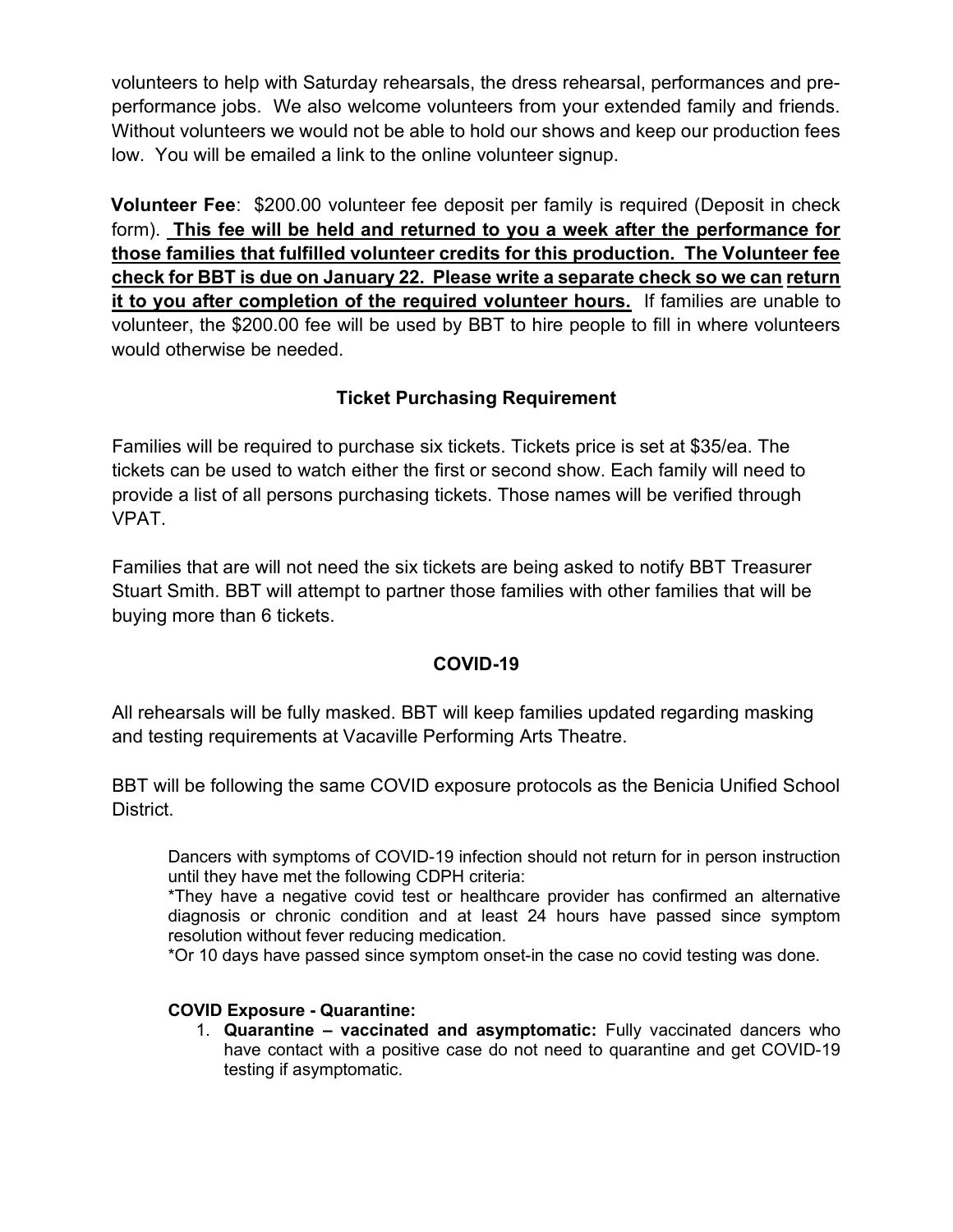volunteers to help with Saturday rehearsals, the dress rehearsal, performances and pre-performance jobs. We also welcome volunteers from your extended family and friends. Without volunteers we would not be able to hold our shows and keep our production fees low. You will be emailed a link to the online volunteer signup.

**Volunteer Fee**: $200.00 volunteer fee deposit per family is required (Deposit in check form). **This fee will be held and returned to you a week after the performance for those families that fulfilled volunteer credits for this production. The Volunteer fee check for BBT is due on January 22. Please write a separate check so we can return it to you after completion of the required volunteer hours.** If families are unable to volunteer, the $200.00 fee will be used by BBT to hire people to fill in where volunteers would otherwise be needed.

### Ticket Purchasing Requirement

Families will be required to purchase six tickets. Tickets price is set at $35/ea. The tickets can be used to watch either the first or second show. Each family will need to provide a list of all persons purchasing tickets. Those names will be verified through VPAT.

Families that are will not need the six tickets are being asked to notify BBT Treasurer Stuart Smith. BBT will attempt to partner those families with other families that will be buying more than 6 tickets.

### COVID-19

All rehearsals will be fully masked. BBT will keep families updated regarding masking and testing requirements at Vacaville Performing Arts Theatre.

BBT will be following the same COVID exposure protocols as the Benicia Unified School District.

> Dancers with symptoms of COVID-19 infection should not return for in person instruction until they have met the following CDPH criteria:
>
> *They have a negative covid test or healthcare provider has confirmed an alternative diagnosis or chronic condition and at least 24 hours have passed since symptom resolution without fever reducing medication.
>
> *Or 10 days have passed since symptom onset-in the case no covid testing was done.
>
> **COVID Exposure - Quarantine:**
>
> 1. **Quarantine – vaccinated and asymptomatic:** Fully vaccinated dancers who have contact with a positive case do not need to quarantine and get COVID-19 testing if asymptomatic.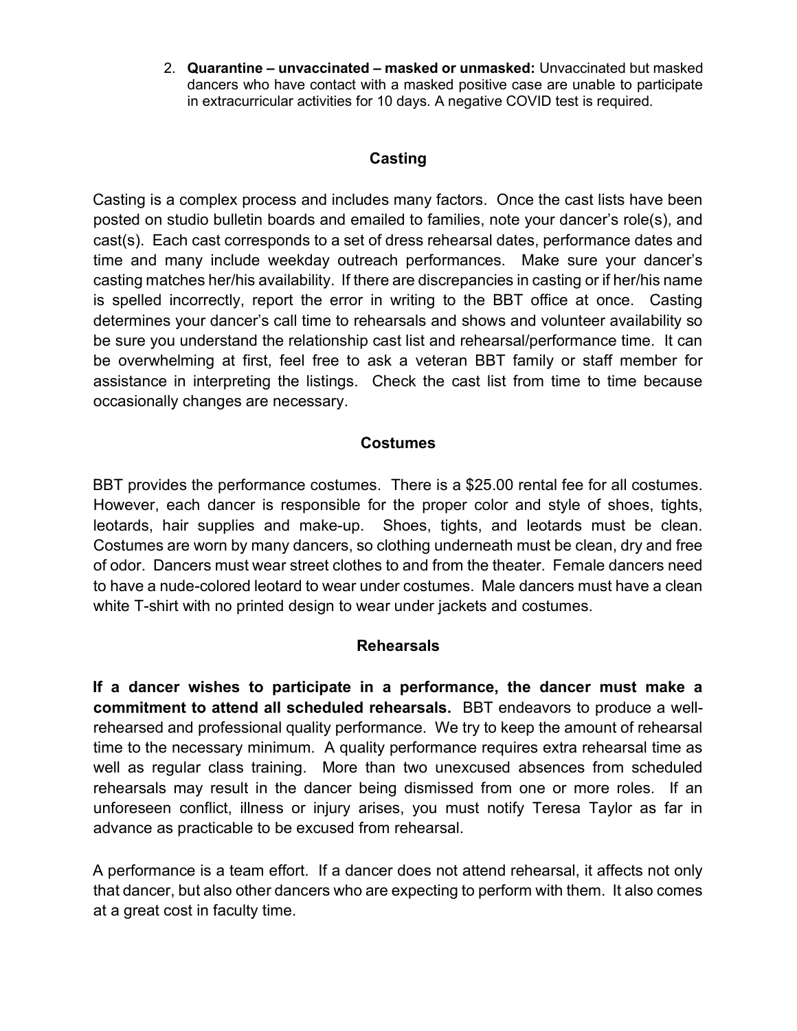2. **Quarantine – unvaccinated – masked or unmasked:** Unvaccinated but masked dancers who have contact with a masked positive case are unable to participate in extracurricular activities for 10 days. A negative COVID test is required.

## Casting

Casting is a complex process and includes many factors. Once the cast lists have been posted on studio bulletin boards and emailed to families, note your dancer's role(s), and cast(s). Each cast corresponds to a set of dress rehearsal dates, performance dates and time and many include weekday outreach performances. Make sure your dancer's casting matches her/his availability. If there are discrepancies in casting or if her/his name is spelled incorrectly, report the error in writing to the BBT office at once. Casting determines your dancer's call time to rehearsals and shows and volunteer availability so be sure you understand the relationship cast list and rehearsal/performance time. It can be overwhelming at first, feel free to ask a veteran BBT family or staff member for assistance in interpreting the listings. Check the cast list from time to time because occasionally changes are necessary.

## Costumes

BBT provides the performance costumes. There is a $25.00 rental fee for all costumes. However, each dancer is responsible for the proper color and style of shoes, tights, leotards, hair supplies and make-up. Shoes, tights, and leotards must be clean. Costumes are worn by many dancers, so clothing underneath must be clean, dry and free of odor. Dancers must wear street clothes to and from the theater. Female dancers need to have a nude-colored leotard to wear under costumes. Male dancers must have a clean white T-shirt with no printed design to wear under jackets and costumes.

## Rehearsals

**If a dancer wishes to participate in a performance, the dancer must make a commitment to attend all scheduled rehearsals.** BBT endeavors to produce a well-rehearsed and professional quality performance. We try to keep the amount of rehearsal time to the necessary minimum. A quality performance requires extra rehearsal time as well as regular class training. More than two unexcused absences from scheduled rehearsals may result in the dancer being dismissed from one or more roles. If an unforeseen conflict, illness or injury arises, you must notify Teresa Taylor as far in advance as practicable to be excused from rehearsal.

A performance is a team effort. If a dancer does not attend rehearsal, it affects not only that dancer, but also other dancers who are expecting to perform with them. It also comes at a great cost in faculty time.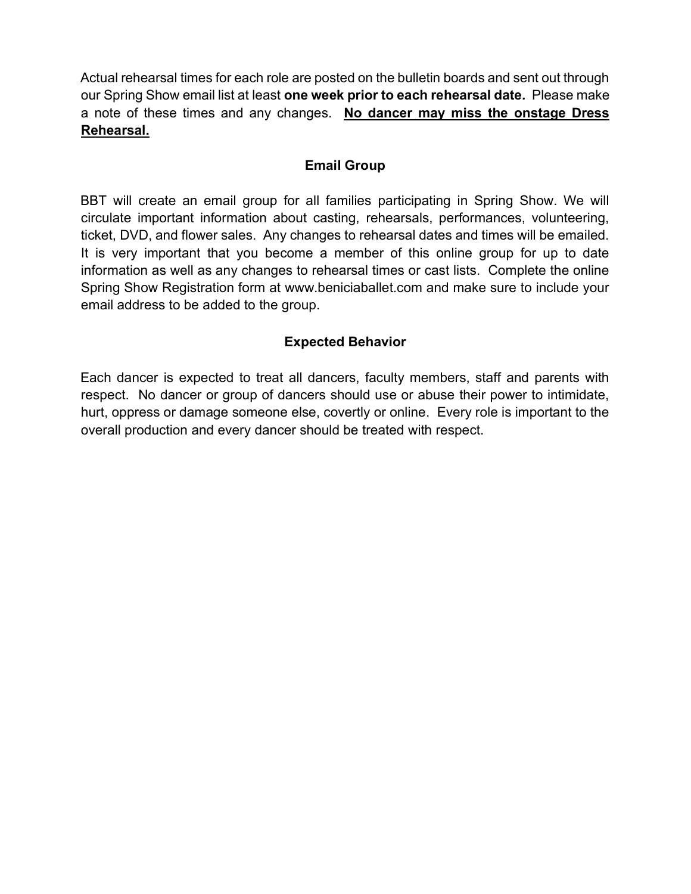Actual rehearsal times for each role are posted on the bulletin boards and sent out through our Spring Show email list at least **one week prior to each rehearsal date.** Please make a note of these times and any changes. **<u>No dancer may miss the onstage Dress Rehearsal.</u>**

## Email Group

BBT will create an email group for all families participating in Spring Show. We will circulate important information about casting, rehearsals, performances, volunteering, ticket, DVD, and flower sales. Any changes to rehearsal dates and times will be emailed. It is very important that you become a member of this online group for up to date information as well as any changes to rehearsal times or cast lists. Complete the online Spring Show Registration form at www.beniciaballet.com and make sure to include your email address to be added to the group.

## Expected Behavior

Each dancer is expected to treat all dancers, faculty members, staff and parents with respect. No dancer or group of dancers should use or abuse their power to intimidate, hurt, oppress or damage someone else, covertly or online. Every role is important to the overall production and every dancer should be treated with respect.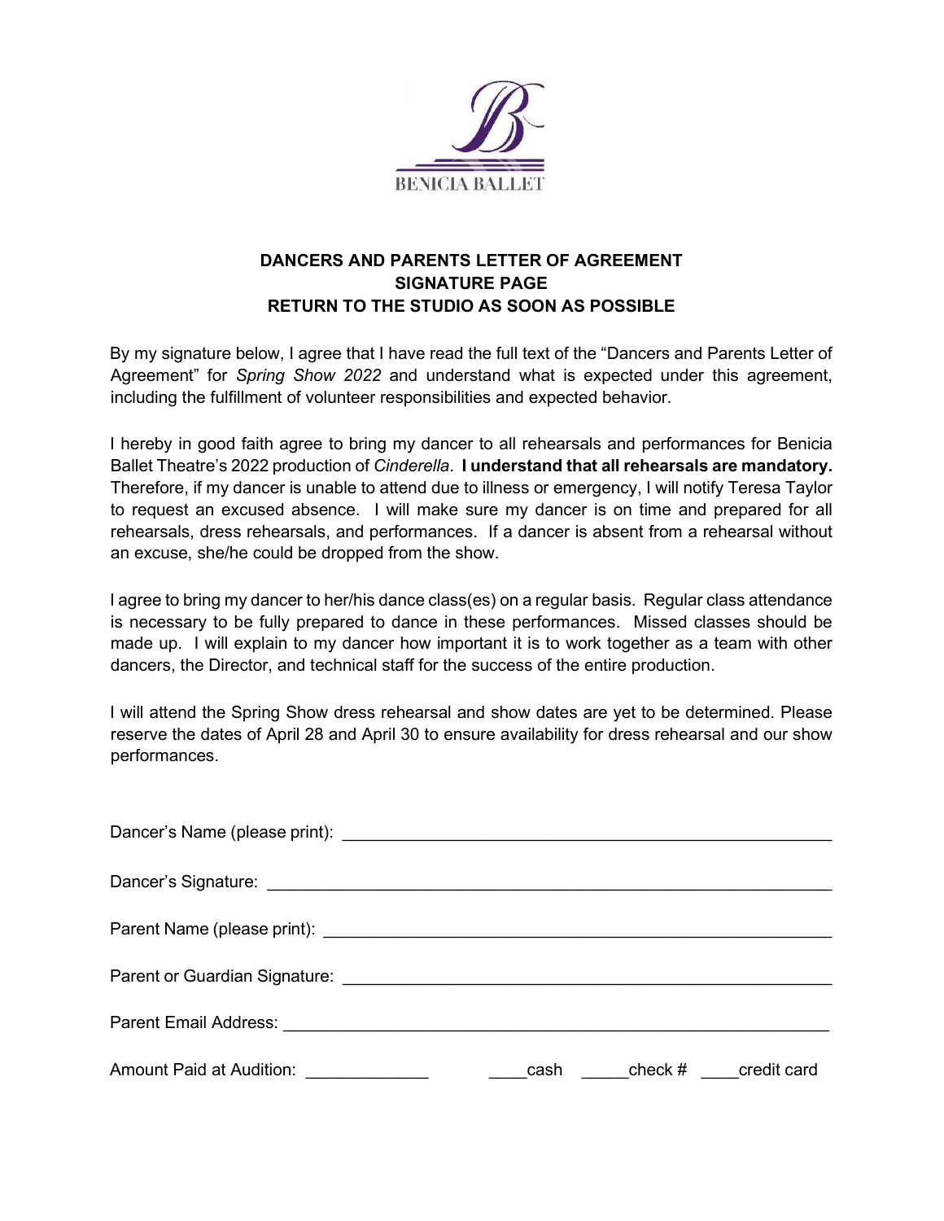BENICIA BALLET

**DANCERS AND PARENTS LETTER OF AGREEMENT**
**SIGNATURE PAGE**
**RETURN TO THE STUDIO AS SOON AS POSSIBLE**

By my signature below, I agree that I have read the full text of the "Dancers and Parents Letter of Agreement" for *Spring Show 2022* and understand what is expected under this agreement, including the fulfillment of volunteer responsibilities and expected behavior.

I hereby in good faith agree to bring my dancer to all rehearsals and performances for Benicia Ballet Theatre's 2022 production of *Cinderella*. **I understand that all rehearsals are mandatory.** Therefore, if my dancer is unable to attend due to illness or emergency, I will notify Teresa Taylor to request an excused absence. I will make sure my dancer is on time and prepared for all rehearsals, dress rehearsals, and performances. If a dancer is absent from a rehearsal without an excuse, she/he could be dropped from the show.

I agree to bring my dancer to her/his dance class(es) on a regular basis. Regular class attendance is necessary to be fully prepared to dance in these performances. Missed classes should be made up. I will explain to my dancer how important it is to work together as a team with other dancers, the Director, and technical staff for the success of the entire production.

I will attend the Spring Show dress rehearsal and show dates are yet to be determined. Please reserve the dates of April 28 and April 30 to ensure availability for dress rehearsal and our show performances.

Dancer's Name (please print): ____________________________________________

Dancer's Signature: ____________________________________________

Parent Name (please print): ____________________________________________

Parent or Guardian Signature: ____________________________________________

Parent Email Address: ____________________________________________

Amount Paid at Audition: _____________ ____cash _____check # ____credit card